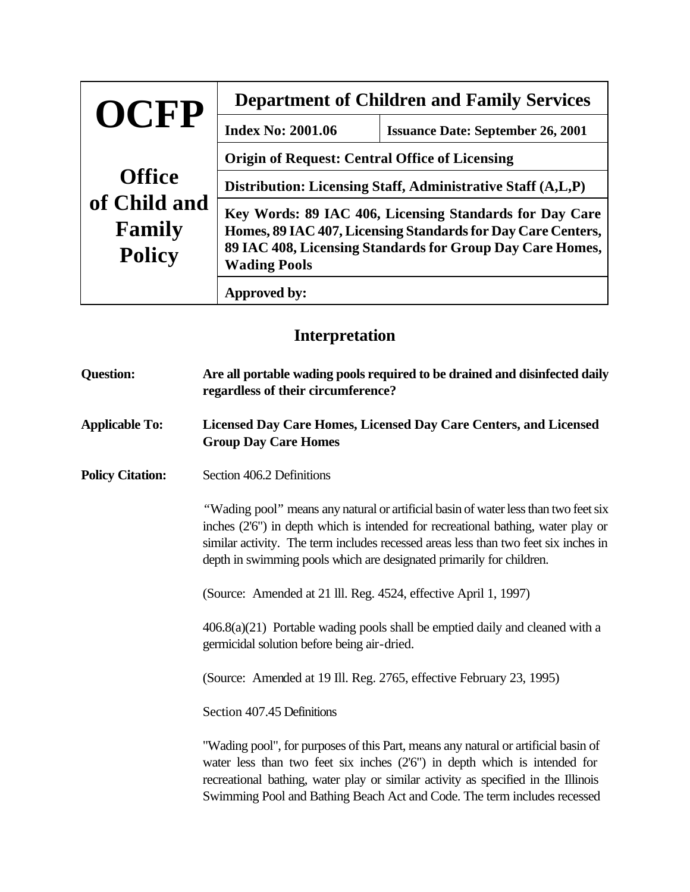| **OCFP**<br><br>**Office of Child and Family Policy** | **Department of Children and Family Services** | |
|---|---|---|
| | **Index No: 2001.06** | **Issuance Date: September 26, 2001** |
| | **Origin of Request: Central Office of Licensing** | |
| | **Distribution: Licensing Staff, Administrative Staff (A,L,P)** | |
| | **Key Words: 89 IAC 406, Licensing Standards for Day Care Homes, 89 IAC 407, Licensing Standards for Day Care Centers, 89 IAC 408, Licensing Standards for Group Day Care Homes, Wading Pools** | |
| | **Approved by:** | |

## Interpretation

**Question:** **Are all portable wading pools required to be drained and disinfected daily regardless of their circumference?**

**Applicable To:** **Licensed Day Care Homes, Licensed Day Care Centers, and Licensed Group Day Care Homes**

**Policy Citation:** Section 406.2 Definitions

"Wading pool" means any natural or artificial basin of water less than two feet six inches (2'6") in depth which is intended for recreational bathing, water play or similar activity. The term includes recessed areas less than two feet six inches in depth in swimming pools which are designated primarily for children.

(Source: Amended at 21 lll. Reg. 4524, effective April 1, 1997)

406.8(a)(21) Portable wading pools shall be emptied daily and cleaned with a germicidal solution before being air-dried.

(Source: Amended at 19 Ill. Reg. 2765, effective February 23, 1995)

Section 407.45 Definitions

"Wading pool", for purposes of this Part, means any natural or artificial basin of water less than two feet six inches (2'6") in depth which is intended for recreational bathing, water play or similar activity as specified in the Illinois Swimming Pool and Bathing Beach Act and Code. The term includes recessed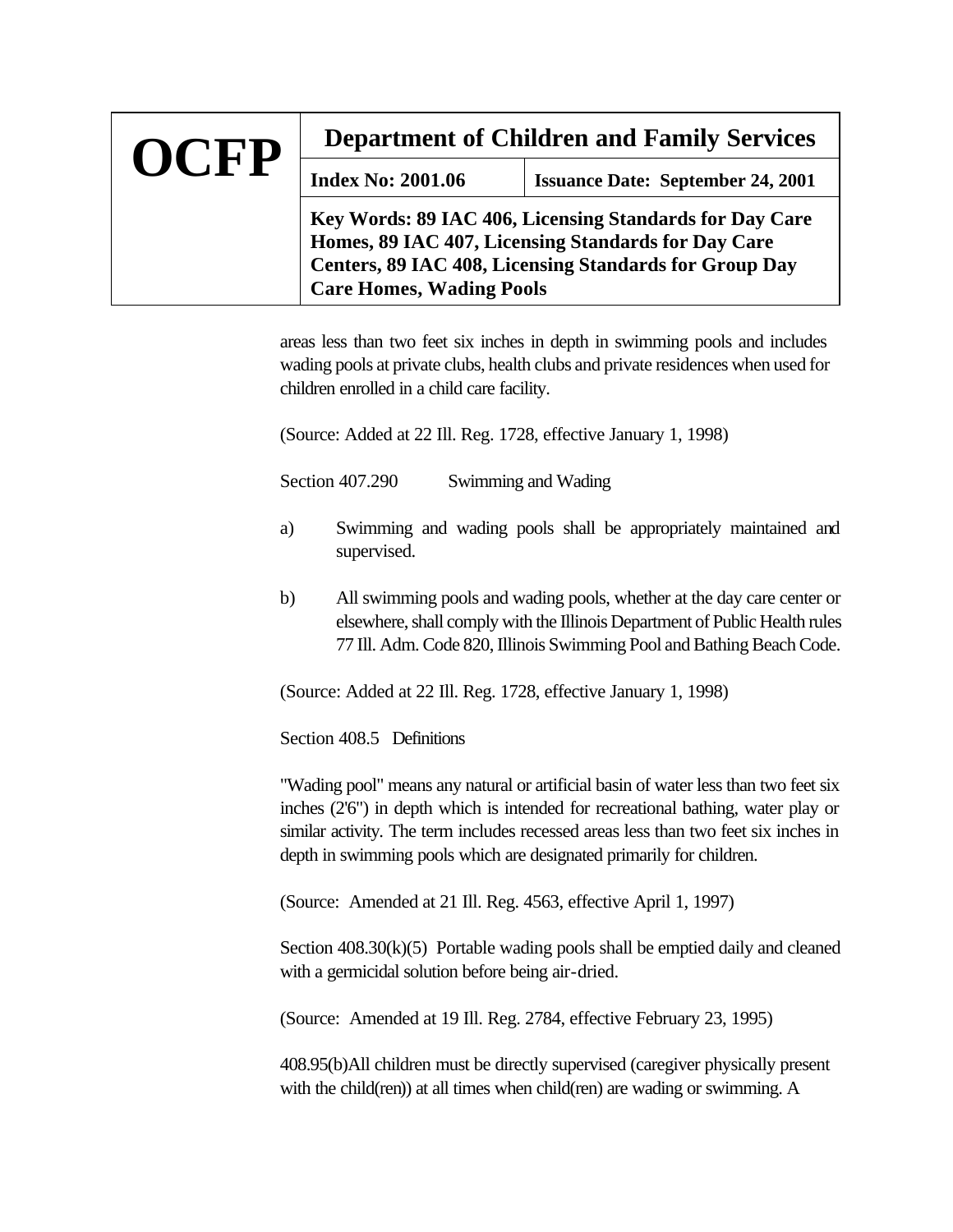areas less than two feet six inches in depth in swimming pools and includes wading pools at private clubs, health clubs and private residences when used for children enrolled in a child care facility.

(Source: Added at 22 Ill. Reg. 1728, effective January 1, 1998)

Section 407.290 Swimming and Wading

a) Swimming and wading pools shall be appropriately maintained and supervised.

b) All swimming pools and wading pools, whether at the day care center or elsewhere, shall comply with the Illinois Department of Public Health rules 77 Ill. Adm. Code 820, Illinois Swimming Pool and Bathing Beach Code.

(Source: Added at 22 Ill. Reg. 1728, effective January 1, 1998)

Section 408.5 Definitions

"Wading pool" means any natural or artificial basin of water less than two feet six inches (2'6") in depth which is intended for recreational bathing, water play or similar activity. The term includes recessed areas less than two feet six inches in depth in swimming pools which are designated primarily for children.

(Source: Amended at 21 Ill. Reg. 4563, effective April 1, 1997)

Section 408.30(k)(5) Portable wading pools shall be emptied daily and cleaned with a germicidal solution before being air-dried.

(Source: Amended at 19 Ill. Reg. 2784, effective February 23, 1995)

408.95(b)All children must be directly supervised (caregiver physically present with the child(ren)) at all times when child(ren) are wading or swimming. A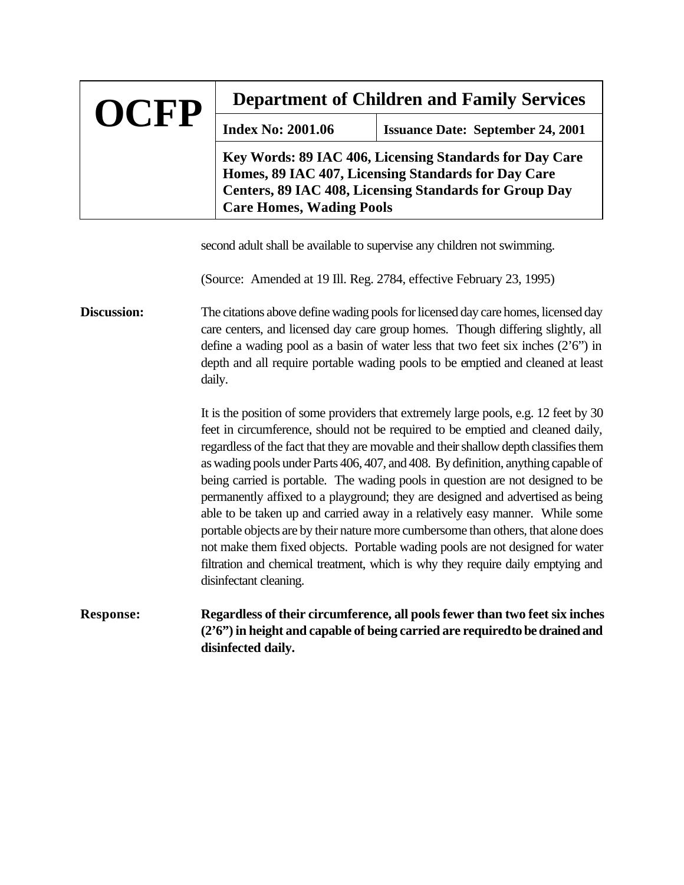| OCFP | Department of Children and Family Services | |
| --- | --- | --- |
| | **Index No: 2001.06** | **Issuance Date: September 24, 2001** |
| | **Key Words: 89 IAC 406, Licensing Standards for Day Care Homes, 89 IAC 407, Licensing Standards for Day Care Centers, 89 IAC 408, Licensing Standards for Group Day Care Homes, Wading Pools** | |

second adult shall be available to supervise any children not swimming.

(Source: Amended at 19 Ill. Reg. 2784, effective February 23, 1995)

**Discussion:** The citations above define wading pools for licensed day care homes, licensed day care centers, and licensed day care group homes. Though differing slightly, all define a wading pool as a basin of water less that two feet six inches (2'6") in depth and all require portable wading pools to be emptied and cleaned at least daily.

It is the position of some providers that extremely large pools, e.g. 12 feet by 30 feet in circumference, should not be required to be emptied and cleaned daily, regardless of the fact that they are movable and their shallow depth classifies them as wading pools under Parts 406, 407, and 408. By definition, anything capable of being carried is portable. The wading pools in question are not designed to be permanently affixed to a playground; they are designed and advertised as being able to be taken up and carried away in a relatively easy manner. While some portable objects are by their nature more cumbersome than others, that alone does not make them fixed objects. Portable wading pools are not designed for water filtration and chemical treatment, which is why they require daily emptying and disinfectant cleaning.

**Response:** **Regardless of their circumference, all pools fewer than two feet six inches (2'6") in height and capable of being carried are required to be drained and disinfected daily.**